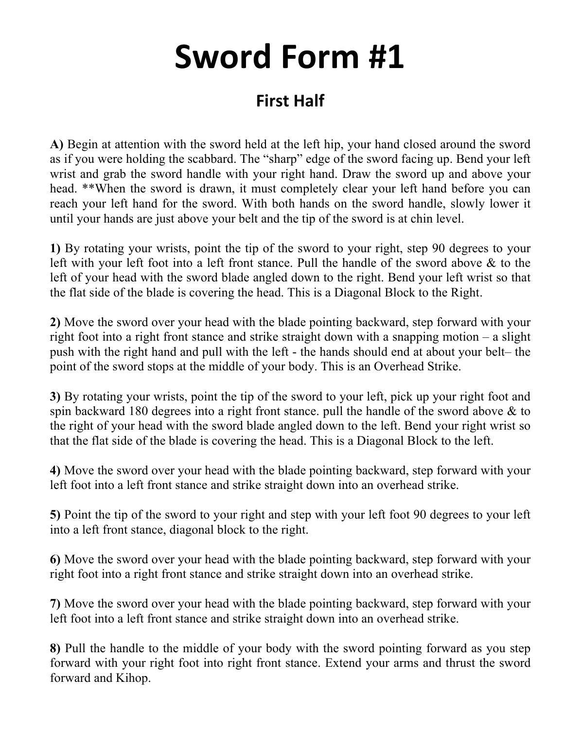# Sword Form #1

## First Half

**A)** Begin at attention with the sword held at the left hip, your hand closed around the sword as if you were holding the scabbard. The "sharp" edge of the sword facing up. Bend your left wrist and grab the sword handle with your right hand. Draw the sword up and above your head. **When the sword is drawn, it must completely clear your left hand before you can reach your left hand for the sword. With both hands on the sword handle, slowly lower it until your hands are just above your belt and the tip of the sword is at chin level.

**1)** By rotating your wrists, point the tip of the sword to your right, step 90 degrees to your left with your left foot into a left front stance. Pull the handle of the sword above & to the left of your head with the sword blade angled down to the right. Bend your left wrist so that the flat side of the blade is covering the head. This is a Diagonal Block to the Right.

**2)** Move the sword over your head with the blade pointing backward, step forward with your right foot into a right front stance and strike straight down with a snapping motion – a slight push with the right hand and pull with the left - the hands should end at about your belt– the point of the sword stops at the middle of your body. This is an Overhead Strike.

**3)** By rotating your wrists, point the tip of the sword to your left, pick up your right foot and spin backward 180 degrees into a right front stance. pull the handle of the sword above & to the right of your head with the sword blade angled down to the left. Bend your right wrist so that the flat side of the blade is covering the head. This is a Diagonal Block to the left.

**4)** Move the sword over your head with the blade pointing backward, step forward with your left foot into a left front stance and strike straight down into an overhead strike.

**5)** Point the tip of the sword to your right and step with your left foot 90 degrees to your left into a left front stance, diagonal block to the right.

**6)** Move the sword over your head with the blade pointing backward, step forward with your right foot into a right front stance and strike straight down into an overhead strike.

**7)** Move the sword over your head with the blade pointing backward, step forward with your left foot into a left front stance and strike straight down into an overhead strike.

**8)** Pull the handle to the middle of your body with the sword pointing forward as you step forward with your right foot into right front stance. Extend your arms and thrust the sword forward and Kihop.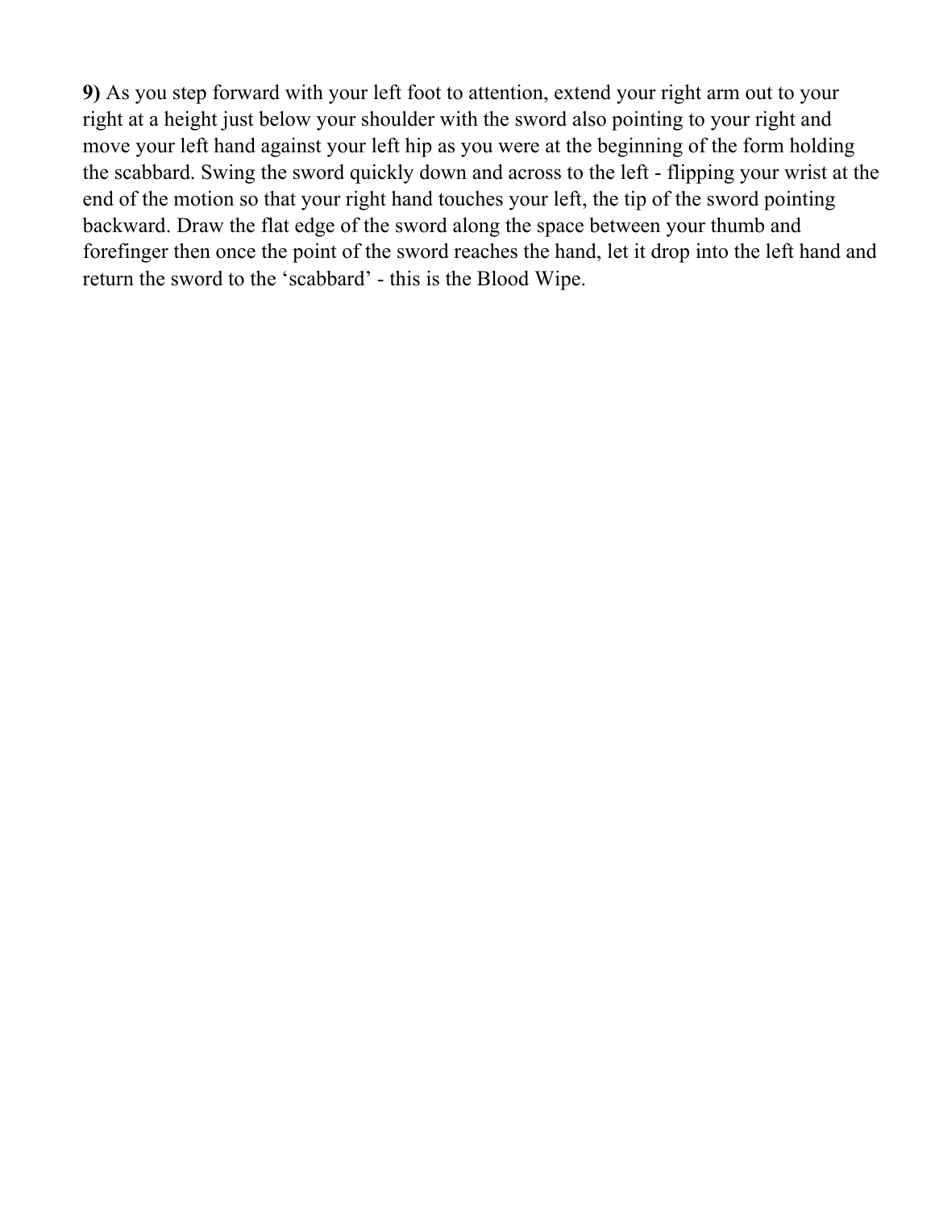**9)** As you step forward with your left foot to attention, extend your right arm out to your right at a height just below your shoulder with the sword also pointing to your right and move your left hand against your left hip as you were at the beginning of the form holding the scabbard. Swing the sword quickly down and across to the left - flipping your wrist at the end of the motion so that your right hand touches your left, the tip of the sword pointing backward. Draw the flat edge of the sword along the space between your thumb and forefinger then once the point of the sword reaches the hand, let it drop into the left hand and return the sword to the 'scabbard' - this is the Blood Wipe.